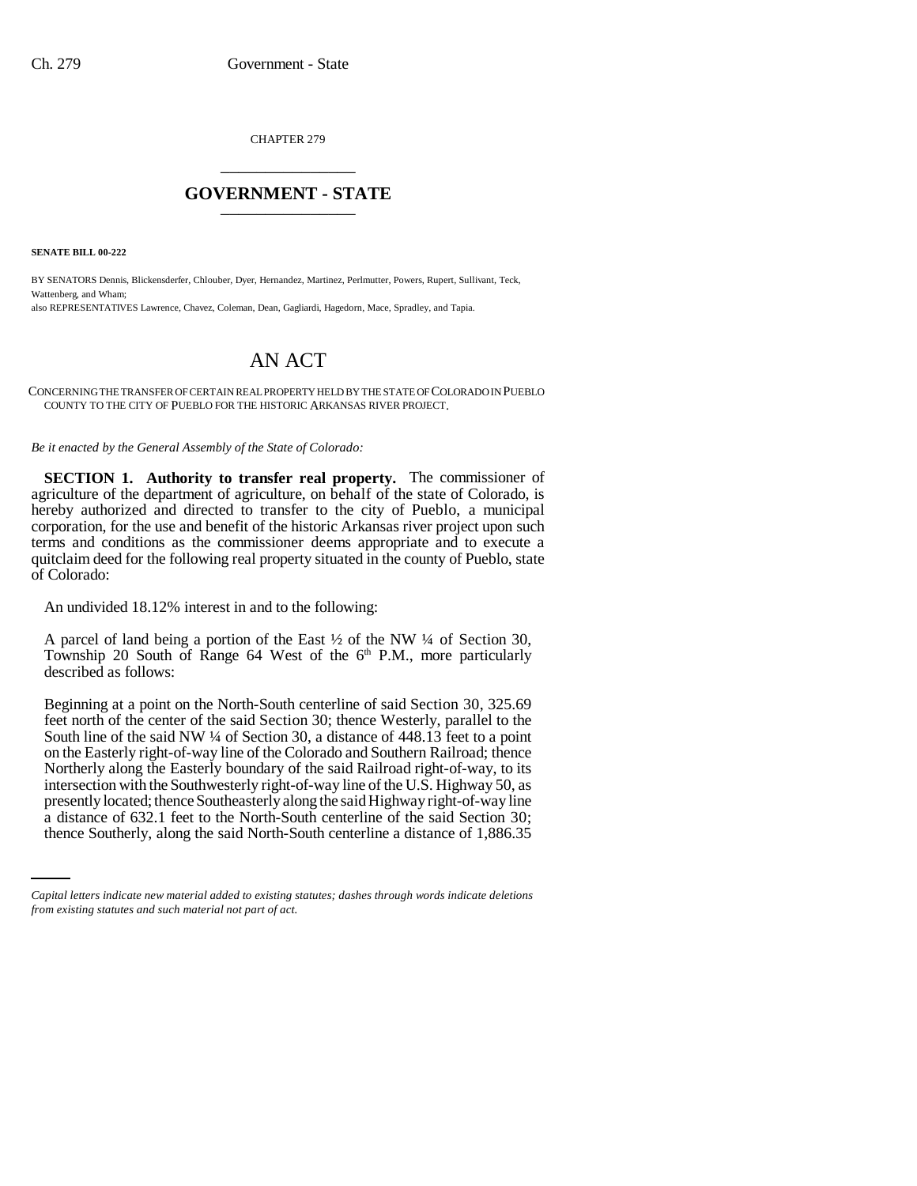CHAPTER 279

# GOVERNMENT - STATE

**SENATE BILL 00-222**

BY SENATORS Dennis, Blickensderfer, Chlouber, Dyer, Hernandez, Martinez, Perlmutter, Powers, Rupert, Sullivant, Teck, Wattenberg, and Wham;

also REPRESENTATIVES Lawrence, Chavez, Coleman, Dean, Gagliardi, Hagedorn, Mace, Spradley, and Tapia.

# AN ACT

CONCERNING THE TRANSFER OF CERTAIN REAL PROPERTY HELD BY THE STATE OF COLORADO IN PUEBLO COUNTY TO THE CITY OF PUEBLO FOR THE HISTORIC ARKANSAS RIVER PROJECT.

*Be it enacted by the General Assembly of the State of Colorado:*

**SECTION 1. Authority to transfer real property.** The commissioner of agriculture of the department of agriculture, on behalf of the state of Colorado, is hereby authorized and directed to transfer to the city of Pueblo, a municipal corporation, for the use and benefit of the historic Arkansas river project upon such terms and conditions as the commissioner deems appropriate and to execute a quitclaim deed for the following real property situated in the county of Pueblo, state of Colorado:

An undivided 18.12% interest in and to the following:

A parcel of land being a portion of the East ½ of the NW ¼ of Section 30, Township 20 South of Range 64 West of the 6th P.M., more particularly described as follows:

Beginning at a point on the North-South centerline of said Section 30, 325.69 feet north of the center of the said Section 30; thence Westerly, parallel to the South line of the said NW ¼ of Section 30, a distance of 448.13 feet to a point on the Easterly right-of-way line of the Colorado and Southern Railroad; thence Northerly along the Easterly boundary of the said Railroad right-of-way, to its intersection with the Southwesterly right-of-way line of the U.S. Highway 50, as presently located; thence Southeasterly along the said Highway right-of-way line a distance of 632.1 feet to the North-South centerline of the said Section 30; thence Southerly, along the said North-South centerline a distance of 1,886.35

*Capital letters indicate new material added to existing statutes; dashes through words indicate deletions from existing statutes and such material not part of act.*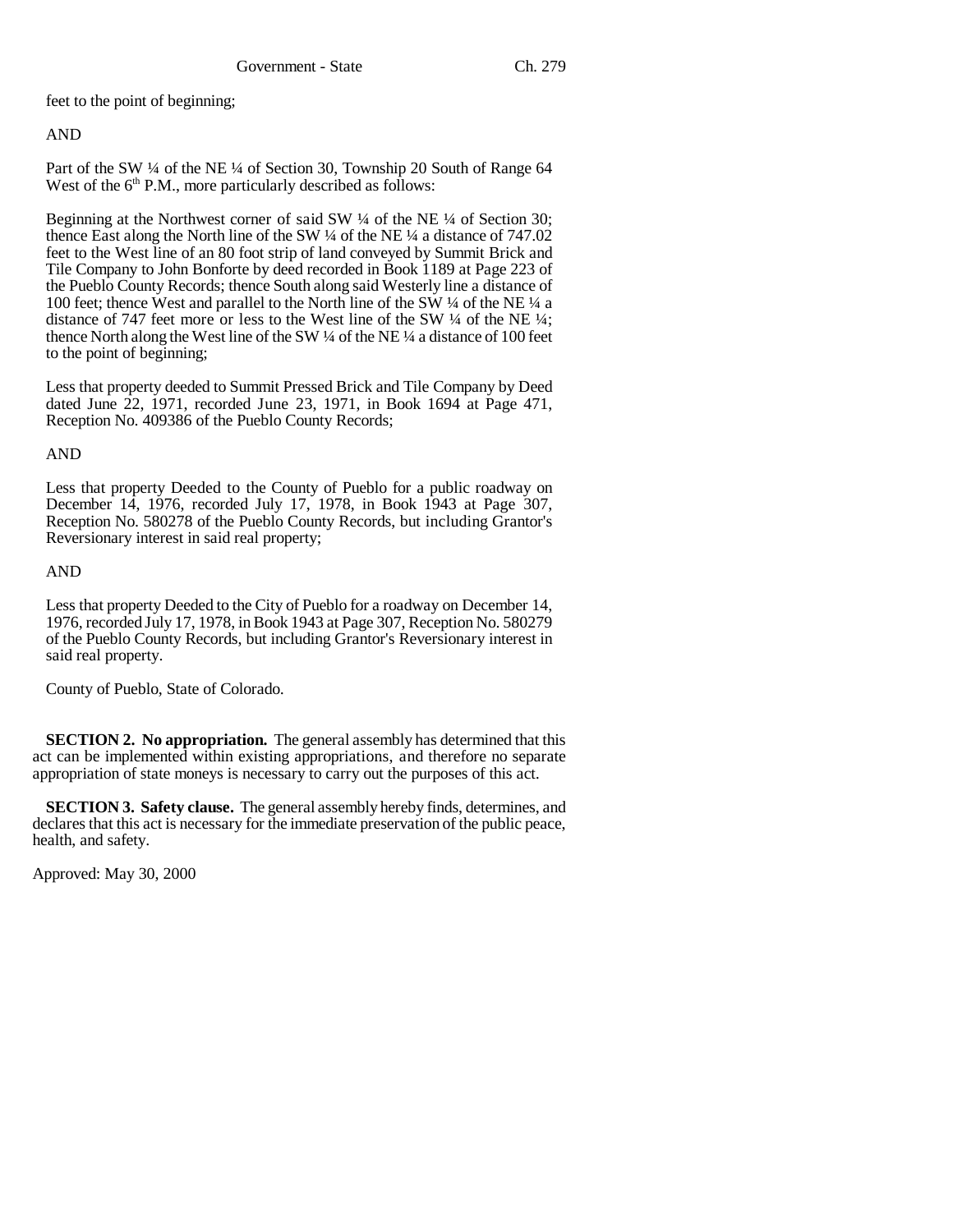feet to the point of beginning;

AND

Part of the SW ¼ of the NE ¼ of Section 30, Township 20 South of Range 64 West of the 6th P.M., more particularly described as follows:

Beginning at the Northwest corner of said SW ¼ of the NE ¼ of Section 30; thence East along the North line of the SW ¼ of the NE ¼ a distance of 747.02 feet to the West line of an 80 foot strip of land conveyed by Summit Brick and Tile Company to John Bonforte by deed recorded in Book 1189 at Page 223 of the Pueblo County Records; thence South along said Westerly line a distance of 100 feet; thence West and parallel to the North line of the SW ¼ of the NE ¼ a distance of 747 feet more or less to the West line of the SW ¼ of the NE ¼; thence North along the West line of the SW ¼ of the NE ¼ a distance of 100 feet to the point of beginning;

Less that property deeded to Summit Pressed Brick and Tile Company by Deed dated June 22, 1971, recorded June 23, 1971, in Book 1694 at Page 471, Reception No. 409386 of the Pueblo County Records;

AND

Less that property Deeded to the County of Pueblo for a public roadway on December 14, 1976, recorded July 17, 1978, in Book 1943 at Page 307, Reception No. 580278 of the Pueblo County Records, but including Grantor's Reversionary interest in said real property;

AND

Less that property Deeded to the City of Pueblo for a roadway on December 14, 1976, recorded July 17, 1978, in Book 1943 at Page 307, Reception No. 580279 of the Pueblo County Records, but including Grantor's Reversionary interest in said real property.

County of Pueblo, State of Colorado.

**SECTION 2. No appropriation.** The general assembly has determined that this act can be implemented within existing appropriations, and therefore no separate appropriation of state moneys is necessary to carry out the purposes of this act.

**SECTION 3. Safety clause.** The general assembly hereby finds, determines, and declares that this act is necessary for the immediate preservation of the public peace, health, and safety.

Approved: May 30, 2000